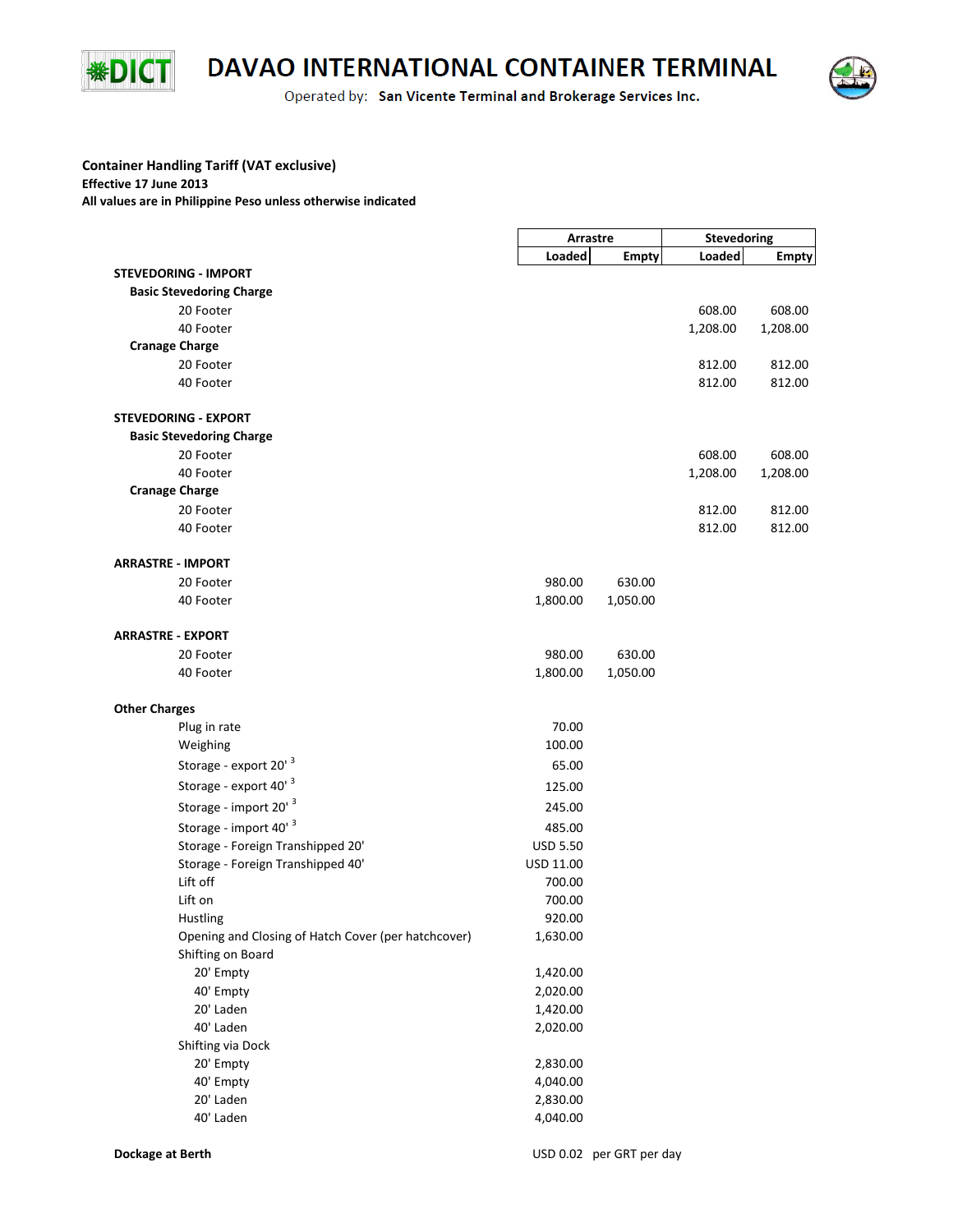# DAVAO INTERNATIONAL CONTAINER TERMINAL

Operated by: **San Vicente Terminal and Brokerage Services Inc.**

**Container Handling Tariff (VAT exclusive)**
**Effective 17 June 2013**
**All values are in Philippine Peso unless otherwise indicated**

| | Arrastre | | Stevedoring | |
|---|---|---|---|---|
| | **Loaded** | **Empty** | **Loaded** | **Empty** |
| **STEVEDORING - IMPORT** | | | | |
| **Basic Stevedoring Charge** | | | | |
| 20 Footer | | | 608.00 | 608.00 |
| 40 Footer | | | 1,208.00 | 1,208.00 |
| **Cranage Charge** | | | | |
| 20 Footer | | | 812.00 | 812.00 |
| 40 Footer | | | 812.00 | 812.00 |
| **STEVEDORING - EXPORT** | | | | |
| **Basic Stevedoring Charge** | | | | |
| 20 Footer | | | 608.00 | 608.00 |
| 40 Footer | | | 1,208.00 | 1,208.00 |
| **Cranage Charge** | | | | |
| 20 Footer | | | 812.00 | 812.00 |
| 40 Footer | | | 812.00 | 812.00 |
| **ARRASTRE - IMPORT** | | | | |
| 20 Footer | 980.00 | 630.00 | | |
| 40 Footer | 1,800.00 | 1,050.00 | | |
| **ARRASTRE - EXPORT** | | | | |
| 20 Footer | 980.00 | 630.00 | | |
| 40 Footer | 1,800.00 | 1,050.00 | | |
| **Other Charges** | | | | |
| Plug in rate | 70.00 | | | |
| Weighing | 100.00 | | | |
| Storage - export 20' [3] | 65.00 | | | |
| Storage - export 40' [3] | 125.00 | | | |
| Storage - import 20' [3] | 245.00 | | | |
| Storage - import 40' [3] | 485.00 | | | |
| Storage - Foreign Transhipped 20' | USD 5.50 | | | |
| Storage - Foreign Transhipped 40' | USD 11.00 | | | |
| Lift off | 700.00 | | | |
| Lift on | 700.00 | | | |
| Hustling | 920.00 | | | |
| Opening and Closing of Hatch Cover (per hatchcover) | 1,630.00 | | | |
| Shifting on Board | | | | |
| 20' Empty | 1,420.00 | | | |
| 40' Empty | 2,020.00 | | | |
| 20' Laden | 1,420.00 | | | |
| 40' Laden | 2,020.00 | | | |
| Shifting via Dock | | | | |
| 20' Empty | 2,830.00 | | | |
| 40' Empty | 4,040.00 | | | |
| 20' Laden | 2,830.00 | | | |
| 40' Laden | 4,040.00 | | | |
| **Dockage at Berth** | USD 0.02 per GRT per day | | | |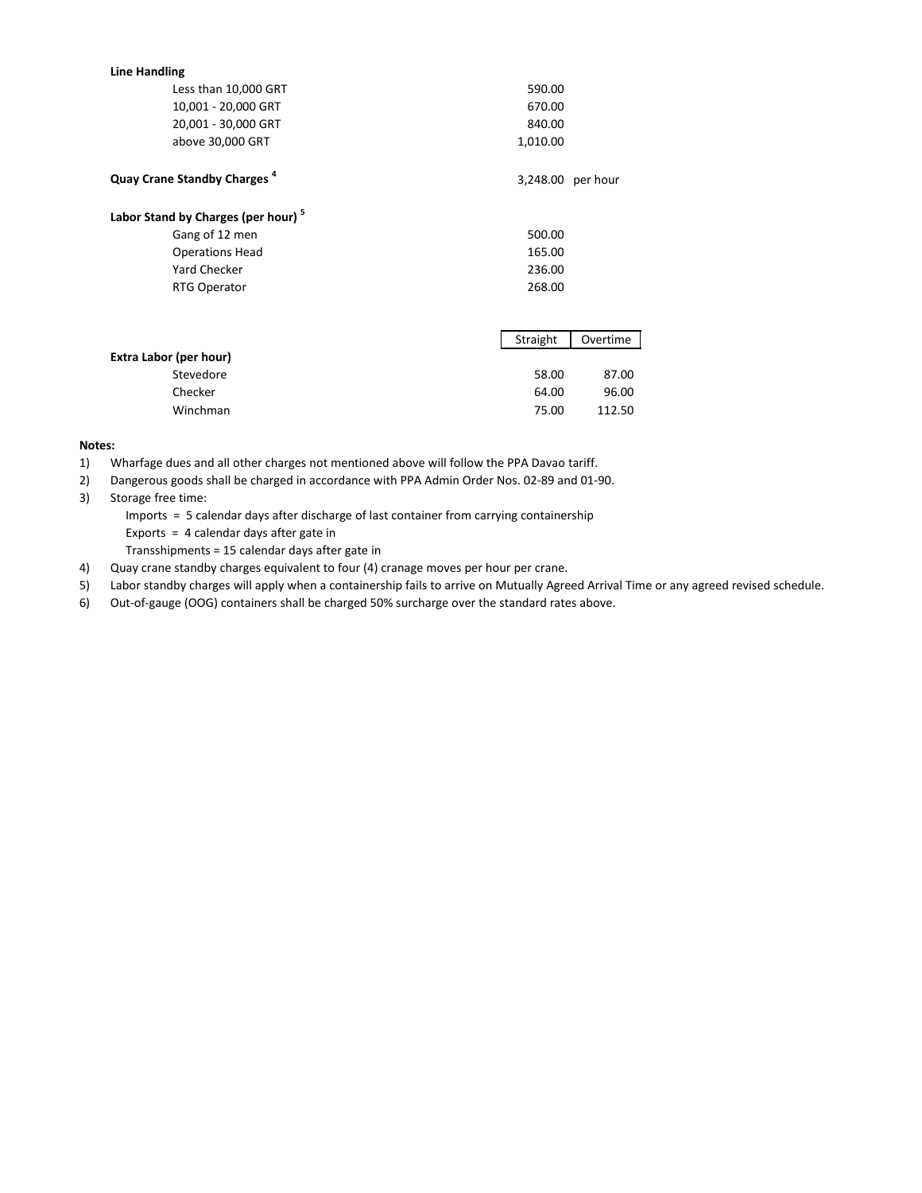| | | |
|---|---|---|
| **Line Handling** | | |
| Less than 10,000 GRT | 590.00 | |
| 10,001 - 20,000 GRT | 670.00 | |
| 20,001 - 30,000 GRT | 840.00 | |
| above 30,000 GRT | 1,010.00 | |
| **Quay Crane Standby Charges** [4] | 3,248.00 | per hour |
| **Labor Stand by Charges (per hour)** [5] | | |
| Gang of 12 men | 500.00 | |
| Operations Head | 165.00 | |
| Yard Checker | 236.00 | |
| RTG Operator | 268.00 | |

| | Straight | Overtime |
|---|---|---|
| **Extra Labor (per hour)** | | |
| Stevedore | 58.00 | 87.00 |
| Checker | 64.00 | 96.00 |
| Winchman | 75.00 | 112.50 |

**Notes:**

1) Wharfage dues and all other charges not mentioned above will follow the PPA Davao tariff.
2) Dangerous goods shall be charged in accordance with PPA Admin Order Nos. 02-89 and 01-90.
3) Storage free time:
   - Imports = 5 calendar days after discharge of last container from carrying containership
   - Exports = 4 calendar days after gate in
   - Transshipments = 15 calendar days after gate in
4) Quay crane standby charges equivalent to four (4) cranage moves per hour per crane.
5) Labor standby charges will apply when a containership fails to arrive on Mutually Agreed Arrival Time or any agreed revised schedule.
6) Out-of-gauge (OOG) containers shall be charged 50% surcharge over the standard rates above.